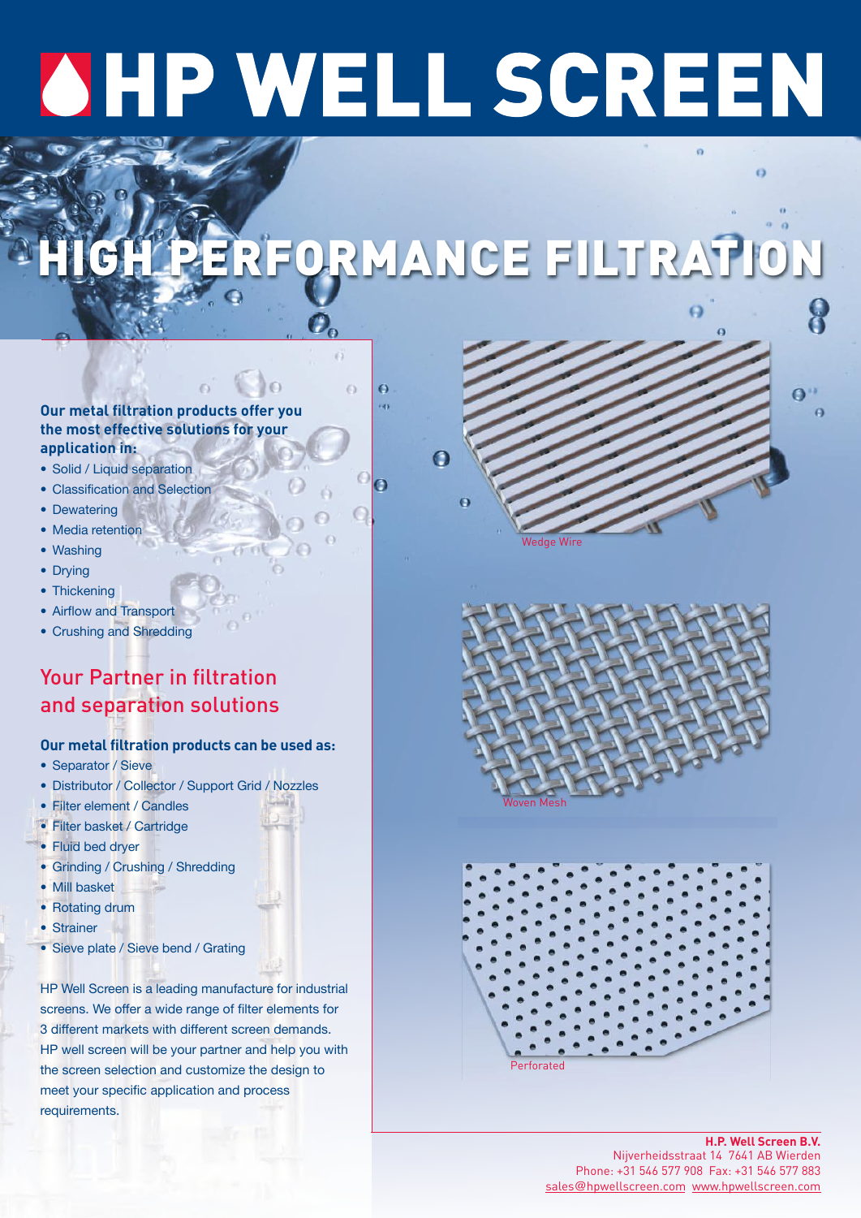# HP WELL SCREEN

## HIGH PERFORMANCE FILTRATION

**Our metal filtration products offer you the most effective solutions for your application in:**

- Solid / Liquid separation
- Classification and Selection
- Dewatering
- Media retention
- Washing
- Drying
- Thickening
- Airflow and Transport
- Crushing and Shredding

## Your Partner in filtration and separation solutions

**Our metal filtration products can be used as:**

- Separator / Sieve
- Distributor / Collector / Support Grid / Nozzles
- Filter element / Candles
- Filter basket / Cartridge
- Fluid bed dryer
- Grinding / Crushing / Shredding
- Mill basket
- Rotating drum
- Strainer
- Sieve plate / Sieve bend / Grating

HP Well Screen is a leading manufacture for industrial screens. We offer a wide range of filter elements for 3 different markets with different screen demands. HP well screen will be your partner and help you with the screen selection and customize the design to meet your specific application and process requirements.

Wedge Wire

Woven Mesh

Perforated

**H.P. Well Screen B.V.**
Nijverheidsstraat 14 7641 AB Wierden
Phone: +31 546 577 908 Fax: +31 546 577 883
sales@hpwellscreen.com www.hpwellscreen.com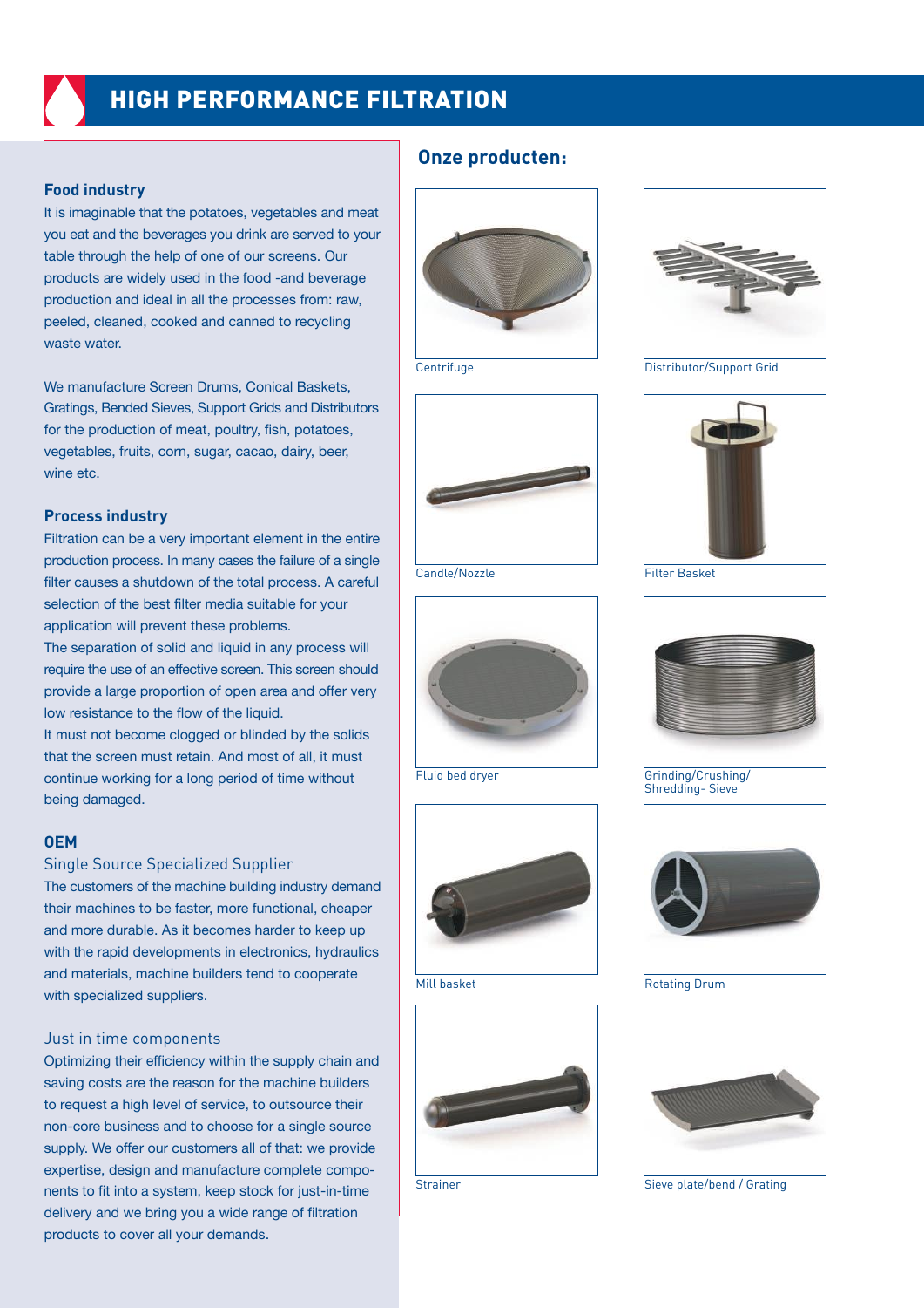# HIGH PERFORMANCE FILTRATION

### Food industry

It is imaginable that the potatoes, vegetables and meat you eat and the beverages you drink are served to your table through the help of one of our screens. Our products are widely used in the food -and beverage production and ideal in all the processes from: raw, peeled, cleaned, cooked and canned to recycling waste water.

We manufacture Screen Drums, Conical Baskets, Gratings, Bended Sieves, Support Grids and Distributors for the production of meat, poultry, fish, potatoes, vegetables, fruits, corn, sugar, cacao, dairy, beer, wine etc.

### Process industry

Filtration can be a very important element in the entire production process. In many cases the failure of a single filter causes a shutdown of the total process. A careful selection of the best filter media suitable for your application will prevent these problems.
The separation of solid and liquid in any process will require the use of an effective screen. This screen should provide a large proportion of open area and offer very low resistance to the flow of the liquid.
It must not become clogged or blinded by the solids that the screen must retain. And most of all, it must continue working for a long period of time without being damaged.

### OEM

Single Source Specialized Supplier

The customers of the machine building industry demand their machines to be faster, more functional, cheaper and more durable. As it becomes harder to keep up with the rapid developments in electronics, hydraulics and materials, machine builders tend to cooperate with specialized suppliers.

Just in time components

Optimizing their efficiency within the supply chain and saving costs are the reason for the machine builders to request a high level of service, to outsource their non-core business and to choose for a single source supply. We offer our customers all of that: we provide expertise, design and manufacture complete components to fit into a system, keep stock for just-in-time delivery and we bring you a wide range of filtration products to cover all your demands.

## Onze producten:

Centrifuge

Distributor/Support Grid

Candle/Nozzle

Filter Basket

Fluid bed dryer

Grinding/Crushing/ Shredding- Sieve

Mill basket

Rotating Drum

Strainer

Sieve plate/bend / Grating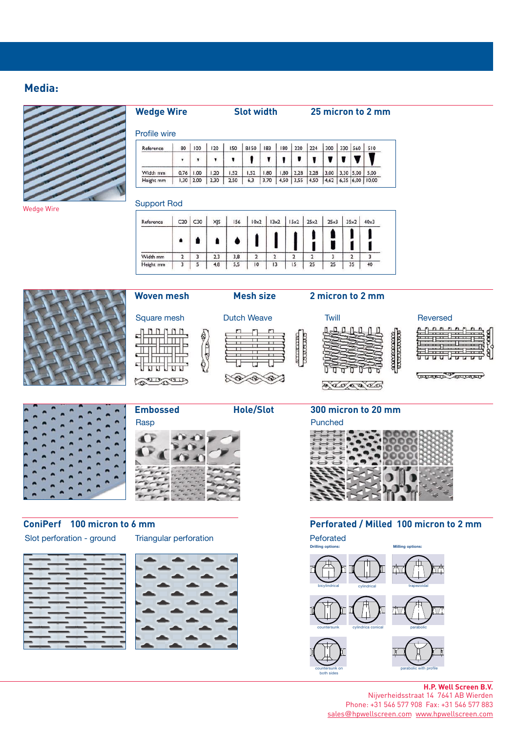## Media:

### Wedge Wire — Slot width — 25 micron to 2 mm

Wedge Wire

**Profile wire**

| Reference | 80 | 100 | 120 | 150 | B150 | 183 | 180 | 220 | 224 | 300 | 330 | 560 | 510 |
|---|---|---|---|---|---|---|---|---|---|---|---|---|---|
| Width mm | 0,76 | 1,00 | 1,20 | 1,52 | 1,52 | 1,80 | 1,80 | 2,28 | 2,28 | 3,00 | 3,30 | 5,00 | 5,00 |
| Height mm | 1,30 | 2,00 | 2,30 | 2,50 | 6,3 | 3,70 | 4,50 | 3,55 | 4,50 | 4,62 | 6,35 | 6,00 | 10,00 |

**Support Rod**

| Reference | C20 | C30 | XJS | I56 | 10x2 | 13x2 | 15x2 | 25x2 | 25x3 | 35x2 | 40x3 |
|---|---|---|---|---|---|---|---|---|---|---|---|
| Width mm | 2 | 3 | 2,3 | 3,8 | 2 | 2 | 2 | 2 | 3 | 2 | 3 |
| Height mm | 3 | 5 | 4,8 | 5,5 | 10 | 13 | 15 | 25 | 25 | 35 | 40 |

### Woven mesh — Mesh size — 2 micron to 2 mm

Square mesh — Dutch Weave — Twill — Reversed

### Embossed — Hole/Slot — 300 micron to 20 mm

Rasp

Punched

### ConiPerf — 100 micron to 6 mm

Slot perforation - ground

Triangular perforation

### Perforated / Milled — 100 micron to 2 mm

Peforated

Drilling options:

- bicylindrical
- cylindrical
- countersunk
- cylindrica conical
- countersunk on both sides

Milling options:

- trapezoidal
- parabolic
- parabolic with profile

**H.P. Well Screen B.V.**
Nijverheidsstraat 14 7641 AB Wierden
Phone: +31 546 577 908 Fax: +31 546 577 883
sales@hpwellscreen.com www.hpwellscreen.com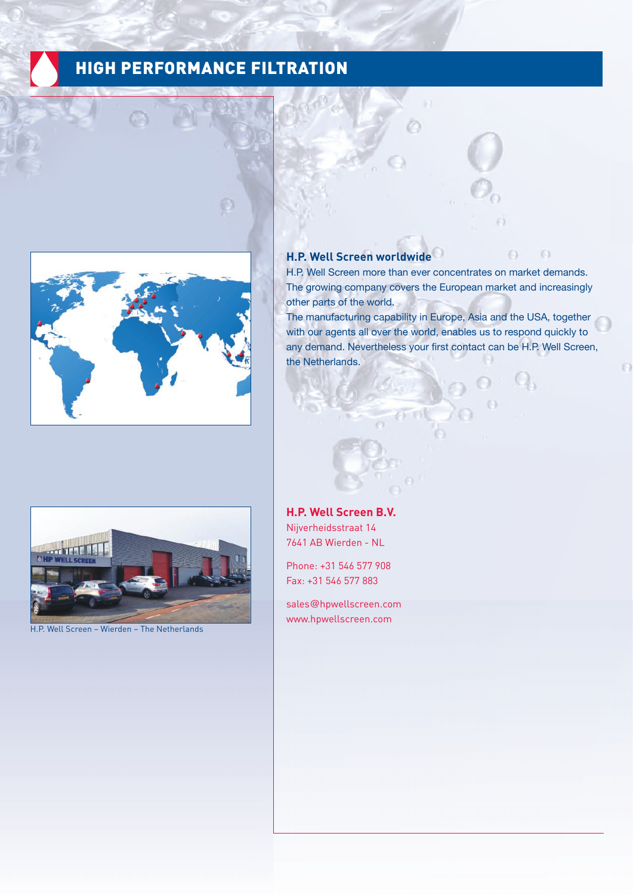# HIGH PERFORMANCE FILTRATION

## H.P. Well Screen worldwide

H.P. Well Screen more than ever concentrates on market demands. The growing company covers the European market and increasingly other parts of the world.
The manufacturing capability in Europe, Asia and the USA, together with our agents all over the world, enables us to respond quickly to any demand. Nevertheless your first contact can be H.P. Well Screen, the Netherlands.

H.P. Well Screen – Wierden – The Netherlands

**H.P. Well Screen B.V.**
Nijverheidsstraat 14
7641 AB Wierden - NL

Phone: +31 546 577 908
Fax: +31 546 577 883

sales@hpwellscreen.com
www.hpwellscreen.com